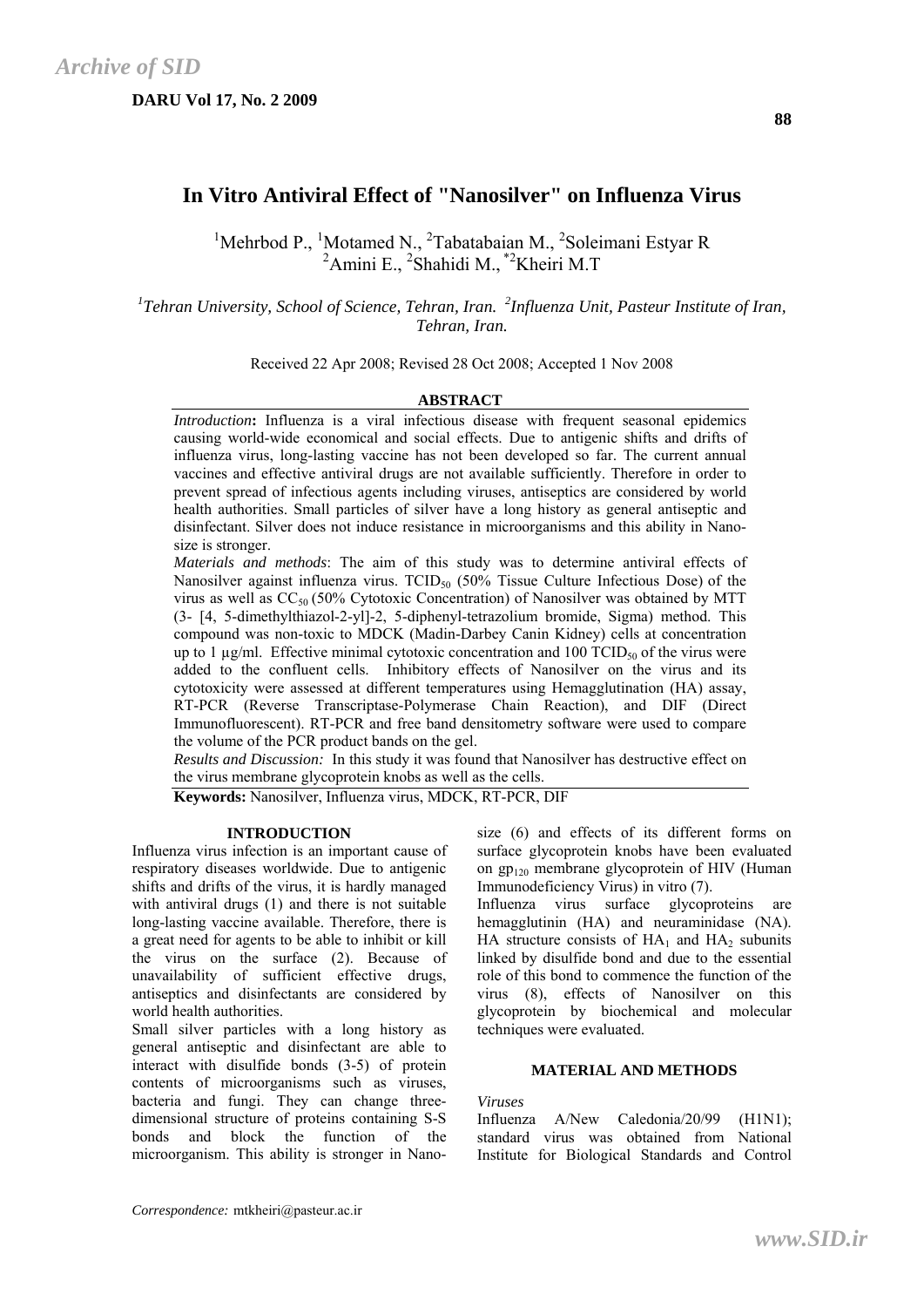# In Vitro Antiviral Effect of "Nanosilver" on Influenza Virus

[1]Mehrbod P., [1]Motamed N., [2]Tabatabaian M., [2]Soleimani Estyar R [2]Amini E., [2]Shahidi M., [*2]Kheiri M.T

[1]*Tehran University, School of Science, Tehran, Iran.* [2]*Influenza Unit, Pasteur Institute of Iran, Tehran, Iran.*

Received 22 Apr 2008; Revised 28 Oct 2008; Accepted 1 Nov 2008

## ABSTRACT

*Introduction***:** Influenza is a viral infectious disease with frequent seasonal epidemics causing world-wide economical and social effects. Due to antigenic shifts and drifts of influenza virus, long-lasting vaccine has not been developed so far. The current annual vaccines and effective antiviral drugs are not available sufficiently. Therefore in order to prevent spread of infectious agents including viruses, antiseptics are considered by world health authorities. Small particles of silver have a long history as general antiseptic and disinfectant. Silver does not induce resistance in microorganisms and this ability in Nano-size is stronger.

*Materials and methods*: The aim of this study was to determine antiviral effects of Nanosilver against influenza virus. $TCID_{50}$ (50% Tissue Culture Infectious Dose) of the virus as well as $CC_{50}$ (50% Cytotoxic Concentration) of Nanosilver was obtained by MTT (3- [4, 5-dimethylthiazol-2-yl]-2, 5-diphenyl-tetrazolium bromide, Sigma) method. This compound was non-toxic to MDCK (Madin-Darbey Canin Kidney) cells at concentration up to 1 µg/ml. Effective minimal cytotoxic concentration and 100 $TCID_{50}$ of the virus were added to the confluent cells. Inhibitory effects of Nanosilver on the virus and its cytotoxicity were assessed at different temperatures using Hemagglutination (HA) assay, RT-PCR (Reverse Transcriptase-Polymerase Chain Reaction), and DIF (Direct Immunofluorescent). RT-PCR and free band densitometry software were used to compare the volume of the PCR product bands on the gel.

*Results and Discussion:* In this study it was found that Nanosilver has destructive effect on the virus membrane glycoprotein knobs as well as the cells.

**Keywords:** Nanosilver, Influenza virus, MDCK, RT-PCR, DIF

## INTRODUCTION

Influenza virus infection is an important cause of respiratory diseases worldwide. Due to antigenic shifts and drifts of the virus, it is hardly managed with antiviral drugs (1) and there is not suitable long-lasting vaccine available. Therefore, there is a great need for agents to be able to inhibit or kill the virus on the surface (2). Because of unavailability of sufficient effective drugs, antiseptics and disinfectants are considered by world health authorities.

Small silver particles with a long history as general antiseptic and disinfectant are able to interact with disulfide bonds (3-5) of protein contents of microorganisms such as viruses, bacteria and fungi. They can change three-dimensional structure of proteins containing S-S bonds and block the function of the microorganism. This ability is stronger in Nano-size (6) and effects of its different forms on surface glycoprotein knobs have been evaluated on $gp_{120}$ membrane glycoprotein of HIV (Human Immunodeficiency Virus) in vitro (7).

Influenza virus surface glycoproteins are hemagglutinin (HA) and neuraminidase (NA). HA structure consists of $HA_1$ and $HA_2$ subunits linked by disulfide bond and due to the essential role of this bond to commence the function of the virus (8), effects of Nanosilver on this glycoprotein by biochemical and molecular techniques were evaluated.

## MATERIAL AND METHODS

*Viruses*

Influenza A/New Caledonia/20/99 (H1N1); standard virus was obtained from National Institute for Biological Standards and Control

*Correspondence:* mtkheiri@pasteur.ac.ir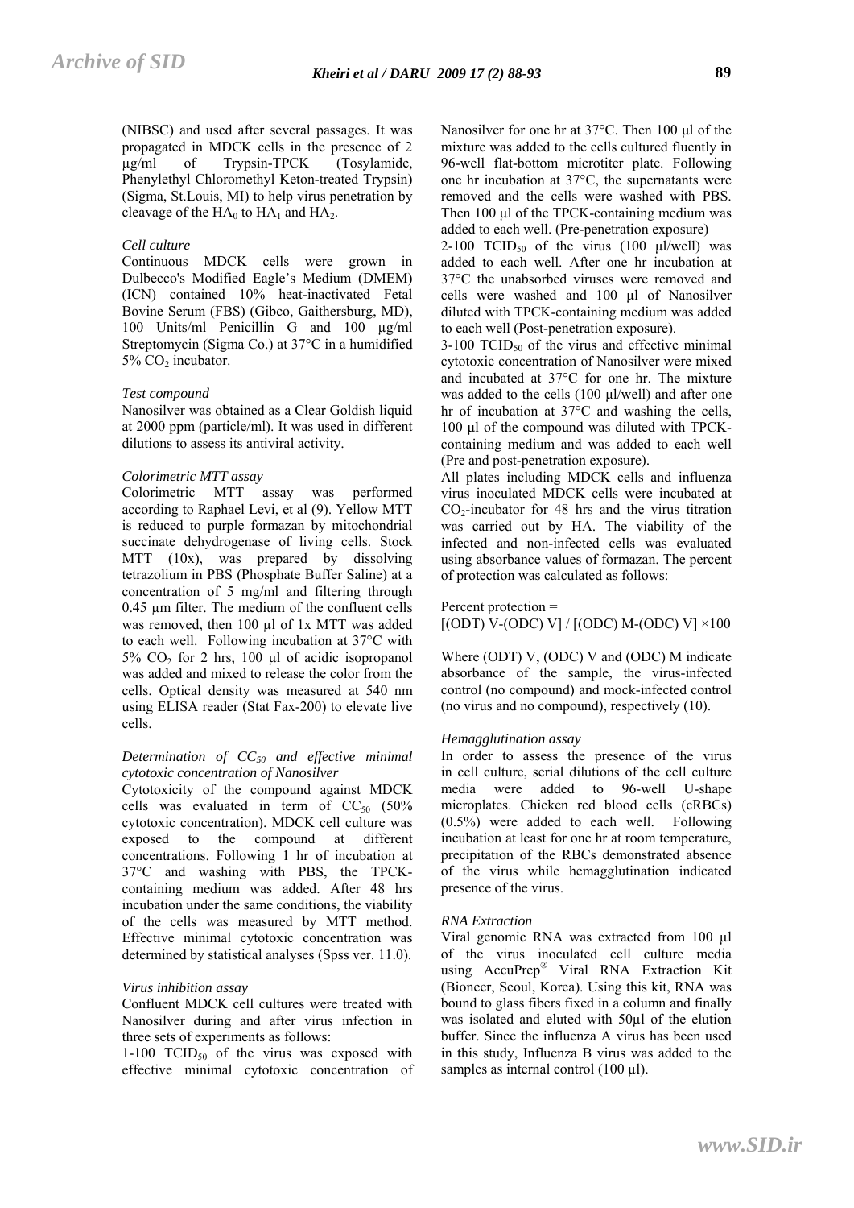(NIBSC) and used after several passages. It was propagated in MDCK cells in the presence of 2 µg/ml of Trypsin-TPCK (Tosylamide, Phenylethyl Chloromethyl Keton-treated Trypsin) (Sigma, St.Louis, MI) to help virus penetration by cleavage of the $HA_0$ to $HA_1$ and $HA_2$.

*Cell culture*

Continuous MDCK cells were grown in Dulbecco's Modified Eagle's Medium (DMEM) (ICN) contained 10% heat-inactivated Fetal Bovine Serum (FBS) (Gibco, Gaithersburg, MD), 100 Units/ml Penicillin G and 100 µg/ml Streptomycin (Sigma Co.) at 37°C in a humidified 5% $CO_2$ incubator.

*Test compound*

Nanosilver was obtained as a Clear Goldish liquid at 2000 ppm (particle/ml). It was used in different dilutions to assess its antiviral activity.

*Colorimetric MTT assay*

Colorimetric MTT assay was performed according to Raphael Levi, et al (9). Yellow MTT is reduced to purple formazan by mitochondrial succinate dehydrogenase of living cells. Stock MTT (10x), was prepared by dissolving tetrazolium in PBS (Phosphate Buffer Saline) at a concentration of 5 mg/ml and filtering through 0.45 µm filter. The medium of the confluent cells was removed, then 100 µl of 1x MTT was added to each well. Following incubation at 37°C with 5% $CO_2$ for 2 hrs, 100 µl of acidic isopropanol was added and mixed to release the color from the cells. Optical density was measured at 540 nm using ELISA reader (Stat Fax-200) to elevate live cells.

*Determination of $CC_{50}$ and effective minimal cytotoxic concentration of Nanosilver*

Cytotoxicity of the compound against MDCK cells was evaluated in term of $CC_{50}$ (50% cytotoxic concentration). MDCK cell culture was exposed to the compound at different concentrations. Following 1 hr of incubation at 37°C and washing with PBS, the TPCK-containing medium was added. After 48 hrs incubation under the same conditions, the viability of the cells was measured by MTT method. Effective minimal cytotoxic concentration was determined by statistical analyses (Spss ver. 11.0).

*Virus inhibition assay*

Confluent MDCK cell cultures were treated with Nanosilver during and after virus infection in three sets of experiments as follows:

1-100 $TCID_{50}$ of the virus was exposed with effective minimal cytotoxic concentration of Nanosilver for one hr at 37°C. Then 100 µl of the mixture was added to the cells cultured fluently in 96-well flat-bottom microtiter plate. Following one hr incubation at 37°C, the supernatants were removed and the cells were washed with PBS. Then 100 µl of the TPCK-containing medium was added to each well. (Pre-penetration exposure)

2-100 $TCID_{50}$ of the virus (100 µl/well) was added to each well. After one hr incubation at 37°C the unabsorbed viruses were removed and cells were washed and 100 µl of Nanosilver diluted with TPCK-containing medium was added to each well (Post-penetration exposure).

3-100 $TCID_{50}$ of the virus and effective minimal cytotoxic concentration of Nanosilver were mixed and incubated at 37°C for one hr. The mixture was added to the cells (100 µl/well) and after one hr of incubation at 37°C and washing the cells, 100 µl of the compound was diluted with TPCK-containing medium and was added to each well (Pre and post-penetration exposure).

All plates including MDCK cells and influenza virus inoculated MDCK cells were incubated at $CO_2$-incubator for 48 hrs and the virus titration was carried out by HA. The viability of the infected and non-infected cells was evaluated using absorbance values of formazan. The percent of protection was calculated as follows:

Percent protection =
$$[(OD_T)_V-(OD_C)_V] / [(OD_C)_M-(OD_C)_V] \times 100$$

Where $(OD_T)_V$, $(OD_C)_V$ and $(OD_C)_M$ indicate absorbance of the sample, the virus-infected control (no compound) and mock-infected control (no virus and no compound), respectively (10).

*Hemagglutination assay*

In order to assess the presence of the virus in cell culture, serial dilutions of the cell culture media were added to 96-well U-shape microplates. Chicken red blood cells (cRBCs) (0.5%) were added to each well. Following incubation at least for one hr at room temperature, precipitation of the RBCs demonstrated absence of the virus while hemagglutination indicated presence of the virus.

*RNA Extraction*

Viral genomic RNA was extracted from 100 µl of the virus inoculated cell culture media using AccuPrep® Viral RNA Extraction Kit (Bioneer, Seoul, Korea). Using this kit, RNA was bound to glass fibers fixed in a column and finally was isolated and eluted with 50µl of the elution buffer. Since the influenza A virus has been used in this study, Influenza B virus was added to the samples as internal control (100 µl).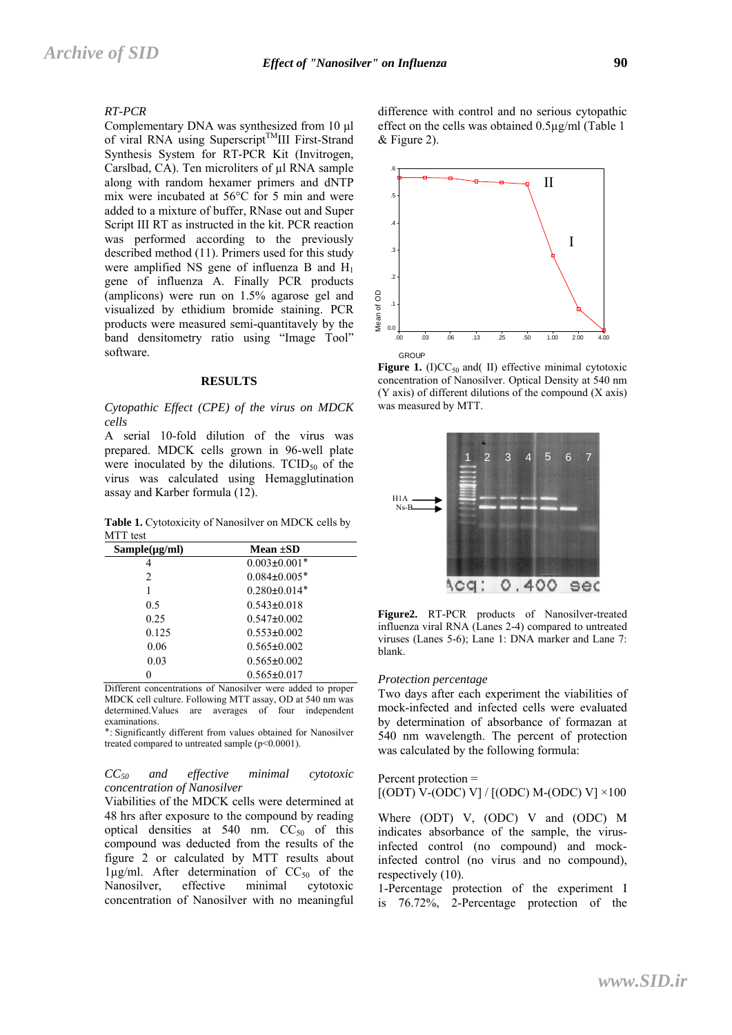*RT-PCR*

Complementary DNA was synthesized from 10 µl of viral RNA using Superscript[TM]III First-Strand Synthesis System for RT-PCR Kit (Invitrogen, Carslbad, CA). Ten microliters of µl RNA sample along with random hexamer primers and dNTP mix were incubated at 56°C for 5 min and were added to a mixture of buffer, RNase out and Super Script III RT as instructed in the kit. PCR reaction was performed according to the previously described method (11). Primers used for this study were amplified NS gene of influenza B and $H_1$ gene of influenza A. Finally PCR products (amplicons) were run on 1.5% agarose gel and visualized by ethidium bromide staining. PCR products were measured semi-quantitatively by the band densitometry ratio using "Image Tool" software.

## RESULTS

*Cytopathic Effect (CPE) of the virus on MDCK cells*

A serial 10-fold dilution of the virus was prepared. MDCK cells grown in 96-well plate were inoculated by the dilutions. $TCID_{50}$ of the virus was calculated using Hemagglutination assay and Karber formula (12).

**Table 1.** Cytotoxicity of Nanosilver on MDCK cells by MTT test

| Sample(µg/ml) | Mean ±SD |
|---|---|
| 4 | 0.003±0.001* |
| 2 | 0.084±0.005* |
| 1 | 0.280±0.014* |
| 0.5 | 0.543±0.018 |
| 0.25 | 0.547±0.002 |
| 0.125 | 0.553±0.002 |
| 0.06 | 0.565±0.002 |
| 0.03 | 0.565±0.002 |
| 0 | 0.565±0.017 |

Different concentrations of Nanosilver were added to proper MDCK cell culture. Following MTT assay, OD at 540 nm was determined. Values are averages of four independent examinations.

*: Significantly different from values obtained for Nanosilver treated compared to untreated sample ($p<0.0001$).

*$CC_{50}$ and effective minimal cytotoxic concentration of Nanosilver*

Viabilities of the MDCK cells were determined at 48 hrs after exposure to the compound by reading optical densities at 540 nm. $CC_{50}$ of this compound was deducted from the results of the figure 2 or calculated by MTT results about 1µg/ml. After determination of $CC_{50}$ of the Nanosilver, effective minimal cytotoxic concentration of Nanosilver with no meaningful difference with control and no serious cytopathic effect on the cells was obtained 0.5µg/ml (Table 1 & Figure 2).

**Figure 1.** (I)$CC_{50}$ and( II) effective minimal cytotoxic concentration of Nanosilver. Optical Density at 540 nm (Y axis) of different dilutions of the compound (X axis) was measured by MTT.

**Figure2.** RT-PCR products of Nanosilver-treated influenza viral RNA (Lanes 2-4) compared to untreated viruses (Lanes 5-6); Lane 1: DNA marker and Lane 7: blank.

*Protection percentage*

Two days after each experiment the viabilities of mock-infected and infected cells were evaluated by determination of absorbance of formazan at 540 nm wavelength. The percent of protection was calculated by the following formula:

$$\text{Percent protection} = [(ODT)V-(ODC)V] / [(ODC)M-(ODC)V] \times 100$$

Where (ODT) V, (ODC) V and (ODC) M indicates absorbance of the sample, the virus-infected control (no compound) and mock-infected control (no virus and no compound), respectively (10).

1-Percentage protection of the experiment I is 76.72%, 2-Percentage protection of the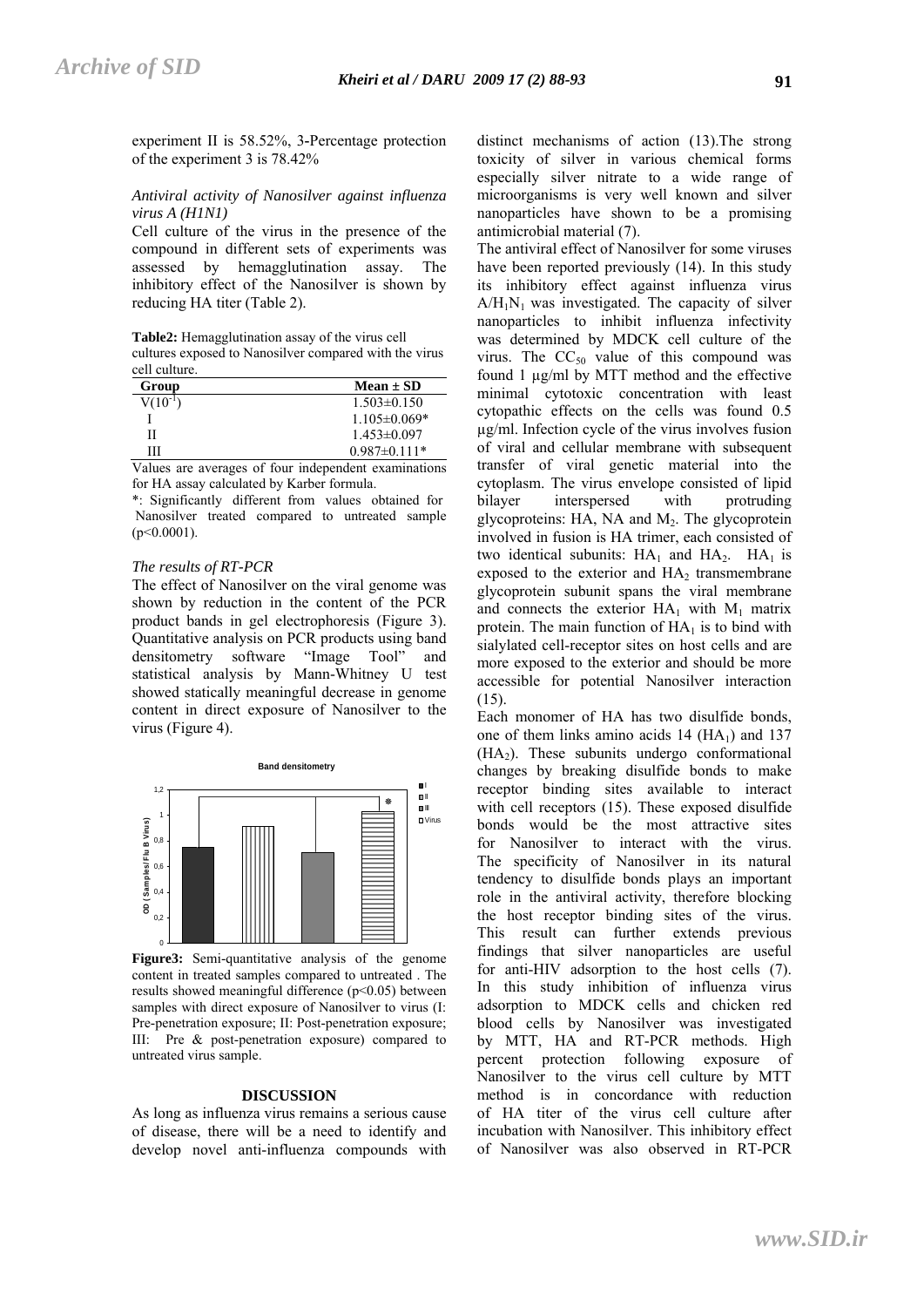experiment II is 58.52%, 3-Percentage protection of the experiment 3 is 78.42%

*Antiviral activity of Nanosilver against influenza virus A (H1N1)*

Cell culture of the virus in the presence of the compound in different sets of experiments was assessed by hemagglutination assay. The inhibitory effect of the Nanosilver is shown by reducing HA titer (Table 2).

**Table2:** Hemagglutination assay of the virus cell cultures exposed to Nanosilver compared with the virus cell culture.

| Group | Mean ± SD |
|---|---|
| $V(10^{-1})$ | 1.503±0.150 |
| I | 1.105±0.069* |
| II | 1.453±0.097 |
| III | 0.987±0.111* |

Values are averages of four independent examinations for HA assay calculated by Karber formula.
*: Significantly different from values obtained for Nanosilver treated compared to untreated sample ($p<0.0001$).

*The results of RT-PCR*

The effect of Nanosilver on the viral genome was shown by reduction in the content of the PCR product bands in gel electrophoresis (Figure 3). Quantitative analysis on PCR products using band densitometry software "Image Tool" and statistical analysis by Mann-Whitney U test showed statically meaningful decrease in genome content in direct exposure of Nanosilver to the virus (Figure 4).

**Figure3:** Semi-quantitative analysis of the genome content in treated samples compared to untreated . The results showed meaningful difference ($p<0.05$) between samples with direct exposure of Nanosilver to virus (I: Pre-penetration exposure; II: Post-penetration exposure; III: Pre & post-penetration exposure) compared to untreated virus sample.

## DISCUSSION

As long as influenza virus remains a serious cause of disease, there will be a need to identify and develop novel anti-influenza compounds with distinct mechanisms of action (13).The strong toxicity of silver in various chemical forms especially silver nitrate to a wide range of microorganisms is very well known and silver nanoparticles have shown to be a promising antimicrobial material (7).

The antiviral effect of Nanosilver for some viruses have been reported previously (14). In this study its inhibitory effect against influenza virus $A/H_1N_1$ was investigated. The capacity of silver nanoparticles to inhibit influenza infectivity was determined by MDCK cell culture of the virus. The $CC_{50}$ value of this compound was found 1 µg/ml by MTT method and the effective minimal cytotoxic concentration with least cytopathic effects on the cells was found 0.5 µg/ml. Infection cycle of the virus involves fusion of viral and cellular membrane with subsequent transfer of viral genetic material into the cytoplasm. The virus envelope consisted of lipid bilayer interspersed with protruding glycoproteins: HA, NA and $M_2$. The glycoprotein involved in fusion is HA trimer, each consisted of two identical subunits: $HA_1$ and $HA_2$. $HA_1$ is exposed to the exterior and $HA_2$ transmembrane glycoprotein subunit spans the viral membrane and connects the exterior $HA_1$ with $M_1$ matrix protein. The main function of $HA_1$ is to bind with sialylated cell-receptor sites on host cells and are more exposed to the exterior and should be more accessible for potential Nanosilver interaction (15).

Each monomer of HA has two disulfide bonds, one of them links amino acids 14 ($HA_1$) and 137 ($HA_2$). These subunits undergo conformational changes by breaking disulfide bonds to make receptor binding sites available to interact with cell receptors (15). These exposed disulfide bonds would be the most attractive sites for Nanosilver to interact with the virus. The specificity of Nanosilver in its natural tendency to disulfide bonds plays an important role in the antiviral activity, therefore blocking the host receptor binding sites of the virus. This result can further extends previous findings that silver nanoparticles are useful for anti-HIV adsorption to the host cells (7). In this study inhibition of influenza virus adsorption to MDCK cells and chicken red blood cells by Nanosilver was investigated by MTT, HA and RT-PCR methods. High percent protection following exposure of Nanosilver to the virus cell culture by MTT method is in concordance with reduction of HA titer of the virus cell culture after incubation with Nanosilver. This inhibitory effect of Nanosilver was also observed in RT-PCR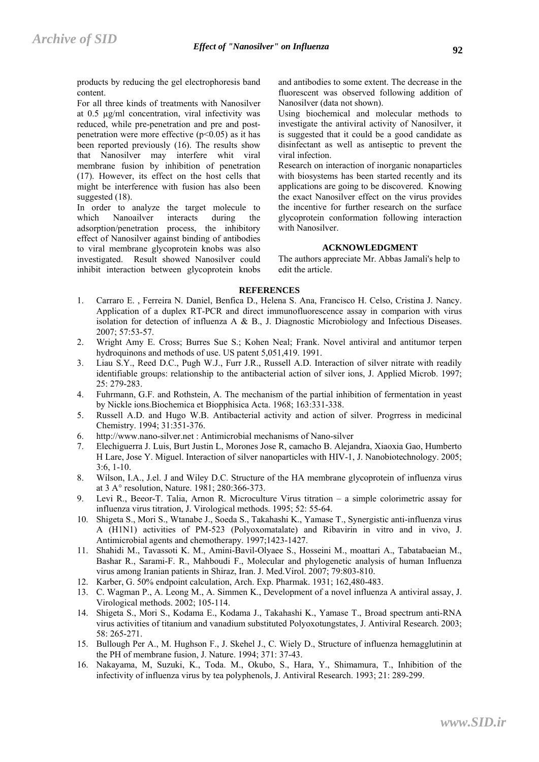products by reducing the gel electrophoresis band content.

For all three kinds of treatments with Nanosilver at 0.5 µg/ml concentration, viral infectivity was reduced, while pre-penetration and pre and post-penetration were more effective ($p<0.05$) as it has been reported previously (16). The results show that Nanosilver may interfere whit viral membrane fusion by inhibition of penetration (17). However, its effect on the host cells that might be interference with fusion has also been suggested (18).

In order to analyze the target molecule to which Nanoailver interacts during the adsorption/penetration process, the inhibitory effect of Nanosilver against binding of antibodies to viral membrane glycoprotein knobs was also investigated. Result showed Nanosilver could inhibit interaction between glycoprotein knobs and antibodies to some extent. The decrease in the fluorescent was observed following addition of Nanosilver (data not shown).

Using biochemical and molecular methods to investigate the antiviral activity of Nanosilver, it is suggested that it could be a good candidate as disinfectant as well as antiseptic to prevent the viral infection.

Research on interaction of inorganic nonaparticles with biosystems has been started recently and its applications are going to be discovered. Knowing the exact Nanosilver effect on the virus provides the incentive for further research on the surface glycoprotein conformation following interaction with Nanosilver.

## ACKNOWLEDGMENT

The authors appreciate Mr. Abbas Jamali's help to edit the article.

## REFERENCES

1. Carraro E. , Ferreira N. Daniel, Benfica D., Helena S. Ana, Francisco H. Celso, Cristina J. Nancy. Application of a duplex RT-PCR and direct immunofluorescence assay in comparion with virus isolation for detection of influenza A & B., J. Diagnostic Microbiology and Infectious Diseases. 2007; 57:53-57.
2. Wright Amy E. Cross; Burres Sue S.; Kohen Neal; Frank. Novel antiviral and antitumor terpen hydroquinons and methods of use. US patent 5,051,419. 1991.
3. Liau S.Y., Reed D.C., Pugh W.J., Furr J.R., Russell A.D. Interaction of silver nitrate with readily identifiable groups: relationship to the antibacterial action of silver ions, J. Applied Microb. 1997; 25: 279-283.
4. Fuhrmann, G.F. and Rothstein, A. The mechanism of the partial inhibition of fermentation in yeast by Nickle ions.Biochemica et Biopphisica Acta. 1968; 163:331-338.
5. Russell A.D. and Hugo W.B. Antibacterial activity and action of silver. Progrress in medicinal Chemistry. 1994; 31:351-376.
6. http://www.nano-silver.net : Antimicrobial mechanisms of Nano-silver
7. Elechiguerra J. Luis, Burt Justin L, Morones Jose R, camacho B. Alejandra, Xiaoxia Gao, Humberto H Lare, Jose Y. Miguel. Interaction of silver nanoparticles with HIV-1, J. Nanobiotechnology. 2005; 3:6, 1-10.
8. Wilson, I.A., J.el. J and Wiley D.C. Structure of the HA membrane glycoprotein of influenza virus at 3 A° resolution, Nature. 1981; 280:366-373.
9. Levi R., Beeor-T. Talia, Arnon R. Microculture Virus titration – a simple colorimetric assay for influenza virus titration, J. Virological methods. 1995; 52: 55-64.
10. Shigeta S., Mori S., Wtanabe J., Soeda S., Takahashi K., Yamase T., Synergistic anti-influenza virus A (H1N1) activities of PM-523 (Polyoxomatalate) and Ribavirin in vitro and in vivo, J. Antimicrobial agents and chemotherapy. 1997;1423-1427.
11. Shahidi M., Tavassoti K. M., Amini-Bavil-Olyaee S., Hosseini M., moattari A., Tabatabaeian M., Bashar R., Sarami-F. R., Mahboudi F., Molecular and phylogenetic analysis of human Influenza virus among Iranian patients in Shiraz, Iran. J. Med.Virol. 2007; 79:803-810.
12. Karber, G. 50% endpoint calculation, Arch. Exp. Pharmak. 1931; 162,480-483.
13. C. Wagman P., A. Leong M., A. Simmen K., Development of a novel influenza A antiviral assay, J. Virological methods. 2002; 105-114.
14. Shigeta S., Mori S., Kodama E., Kodama J., Takahashi K., Yamase T., Broad spectrum anti-RNA virus activities of titanium and vanadium substituted Polyoxotungstates, J. Antiviral Research. 2003; 58: 265-271.
15. Bullough Per A., M. Hughson F., J. Skehel J., C. Wiely D., Structure of influenza hemagglutinin at the PH of membrane fusion, J. Nature. 1994; 371: 37-43.
16. Nakayama, M, Suzuki, K., Toda. M., Okubo, S., Hara, Y., Shimamura, T., Inhibition of the infectivity of influenza virus by tea polyphenols, J. Antiviral Research. 1993; 21: 289-299.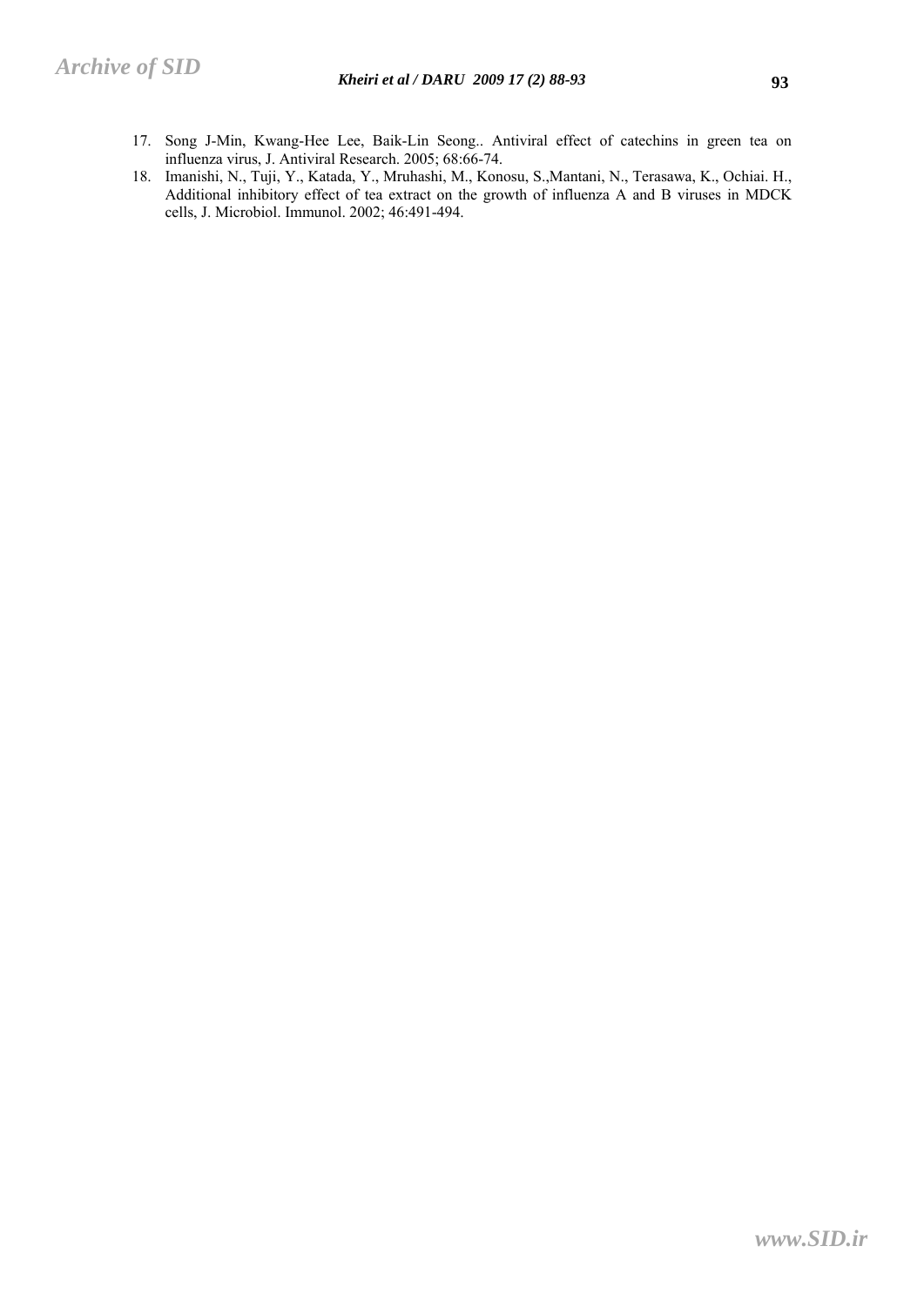17. Song J-Min, Kwang-Hee Lee, Baik-Lin Seong.. Antiviral effect of catechins in green tea on influenza virus, J. Antiviral Research. 2005; 68:66-74.
18. Imanishi, N., Tuji, Y., Katada, Y., Mruhashi, M., Konosu, S.,Mantani, N., Terasawa, K., Ochiai. H., Additional inhibitory effect of tea extract on the growth of influenza A and B viruses in MDCK cells, J. Microbiol. Immunol. 2002; 46:491-494.